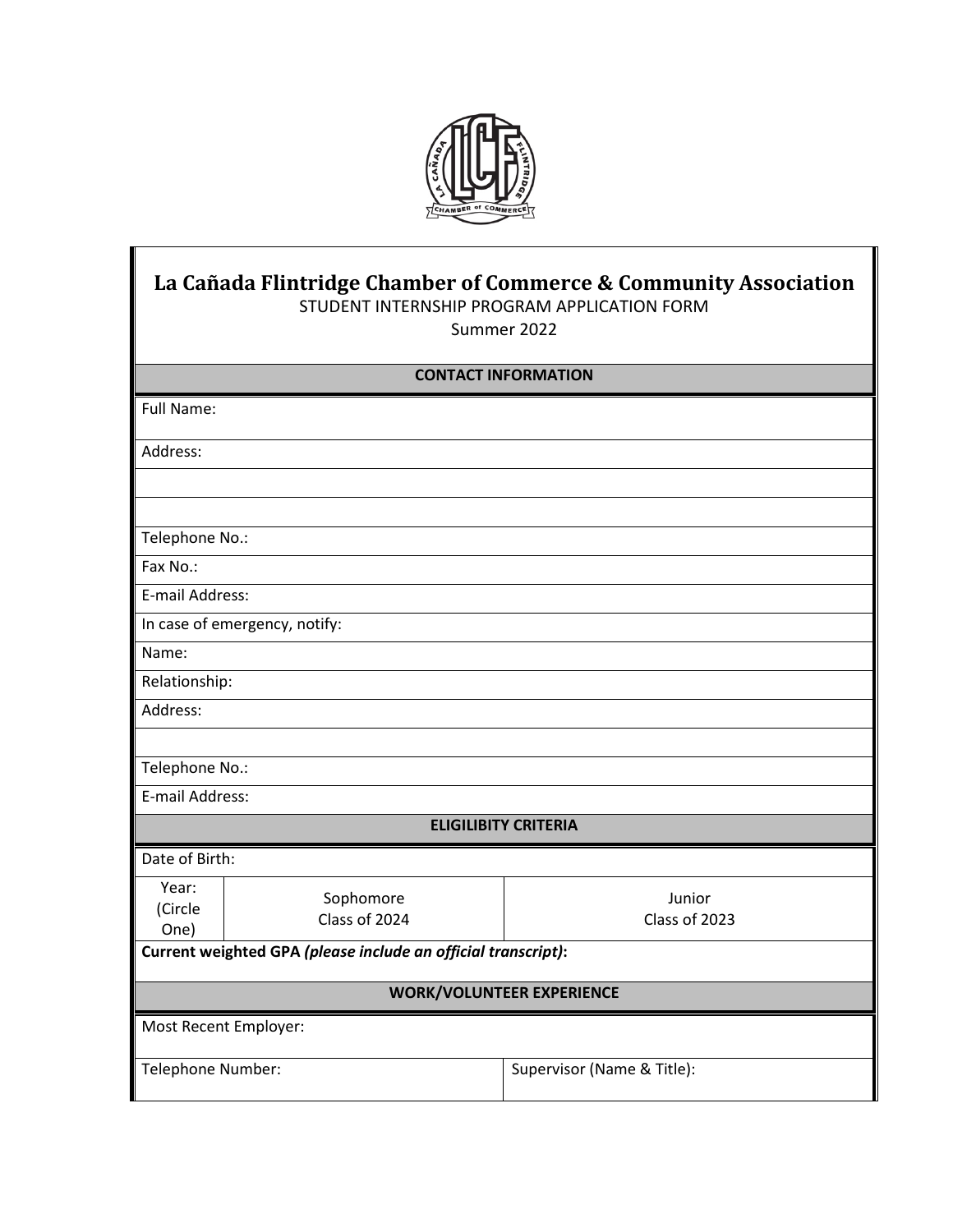# La Cañada Flintridge Chamber of Commerce & Community Association

STUDENT INTERNSHIP PROGRAM APPLICATION FORM

Summer 2022

| CONTACT INFORMATION | | |
|---|---|---|
| Full Name: | | |
| Address: | | |
| | | |
| | | |
| Telephone No.: | | |
| Fax No.: | | |
| E-mail Address: | | |
| In case of emergency, notify: | | |
| Name: | | |
| Relationship: | | |
| Address: | | |
| | | |
| Telephone No.: | | |
| E-mail Address: | | |
| **ELIGILIBITY CRITERIA** | | |
| Date of Birth: | | |
| Year: (Circle One) | Sophomore Class of 2024 | Junior Class of 2023 |
| **Current weighted GPA** ***(please include an official transcript)*****:** | | |
| **WORK/VOLUNTEER EXPERIENCE** | | |
| Most Recent Employer: | | |
| Telephone Number: | | Supervisor (Name & Title): |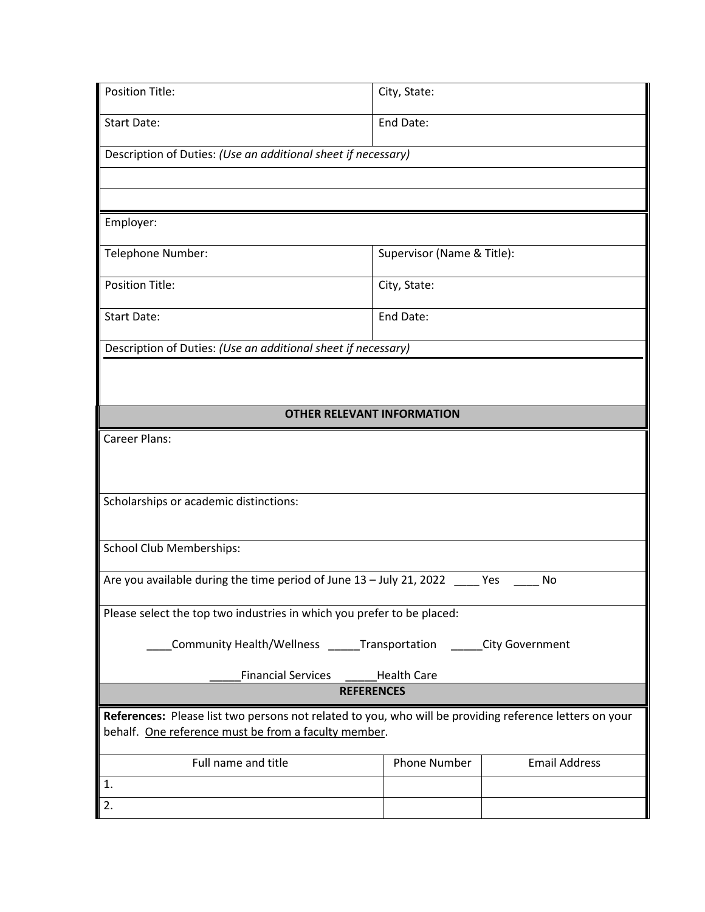| Position Title: | City, State: |
|---|---|
| Start Date: | End Date: |
| Description of Duties: *(Use an additional sheet if necessary)* | |
| | |
| | |

| Employer: | |
|---|---|
| Telephone Number: | Supervisor (Name & Title): |
| Position Title: | City, State: |
| Start Date: | End Date: |
| Description of Duties: *(Use an additional sheet if necessary)* | |
| | |

## OTHER RELEVANT INFORMATION

Career Plans:

Scholarships or academic distinctions:

School Club Memberships:

Are you available during the time period of June 13 – July 21, 2022 ____ Yes ____ No

Please select the top two industries in which you prefer to be placed:

____Community Health/Wellness _____Transportation _____City Government

_____Financial Services _____Health Care

## REFERENCES

**References:** Please list two persons not related to you, who will be providing reference letters on your behalf. <u>One reference must be from a faculty member</u>.

| Full name and title | Phone Number | Email Address |
|---|---|---|
| 1. | | |
| 2. | | |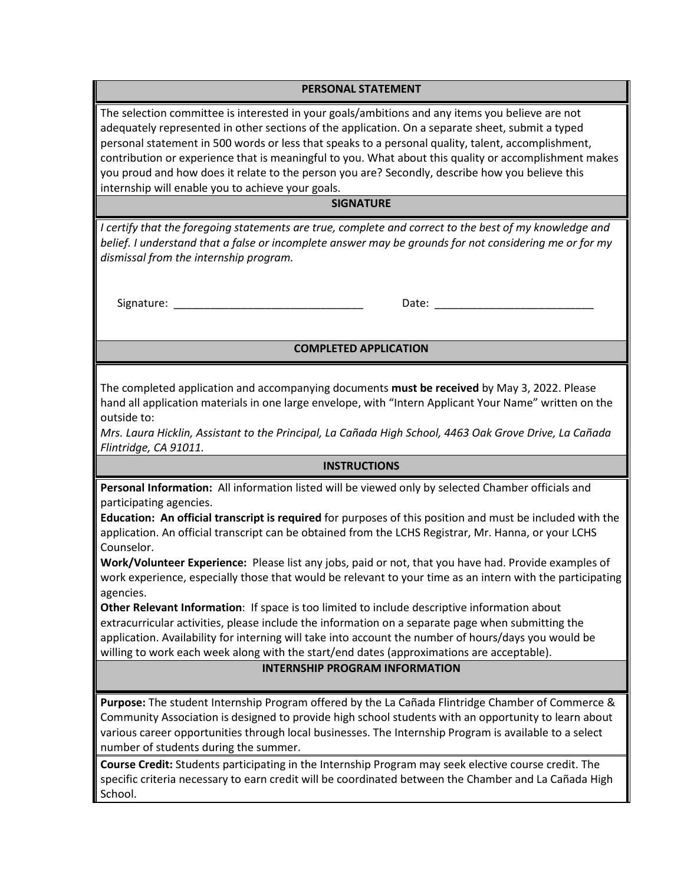## PERSONAL STATEMENT

The selection committee is interested in your goals/ambitions and any items you believe are not adequately represented in other sections of the application. On a separate sheet, submit a typed personal statement in 500 words or less that speaks to a personal quality, talent, accomplishment, contribution or experience that is meaningful to you. What about this quality or accomplishment makes you proud and how does it relate to the person you are? Secondly, describe how you believe this internship will enable you to achieve your goals.

## SIGNATURE

*I certify that the foregoing statements are true, complete and correct to the best of my knowledge and belief. I understand that a false or incomplete answer may be grounds for not considering me or for my dismissal from the internship program.*

Signature: _______________________________ Date: __________________________

## COMPLETED APPLICATION

The completed application and accompanying documents **must be received** by May 3, 2022. Please hand all application materials in one large envelope, with "Intern Applicant Your Name" written on the outside to:

*Mrs. Laura Hicklin, Assistant to the Principal, La Cañada High School, 4463 Oak Grove Drive, La Cañada Flintridge, CA 91011.*

## INSTRUCTIONS

**Personal Information:** All information listed will be viewed only by selected Chamber officials and participating agencies.

**Education: An official transcript is required** for purposes of this position and must be included with the application. An official transcript can be obtained from the LCHS Registrar, Mr. Hanna, or your LCHS Counselor.

**Work/Volunteer Experience:** Please list any jobs, paid or not, that you have had. Provide examples of work experience, especially those that would be relevant to your time as an intern with the participating agencies.

**Other Relevant Information**: If space is too limited to include descriptive information about extracurricular activities, please include the information on a separate page when submitting the application. Availability for interning will take into account the number of hours/days you would be willing to work each week along with the start/end dates (approximations are acceptable).

## INTERNSHIP PROGRAM INFORMATION

**Purpose:** The student Internship Program offered by the La Cañada Flintridge Chamber of Commerce & Community Association is designed to provide high school students with an opportunity to learn about various career opportunities through local businesses. The Internship Program is available to a select number of students during the summer.

**Course Credit:** Students participating in the Internship Program may seek elective course credit. The specific criteria necessary to earn credit will be coordinated between the Chamber and La Cañada High School.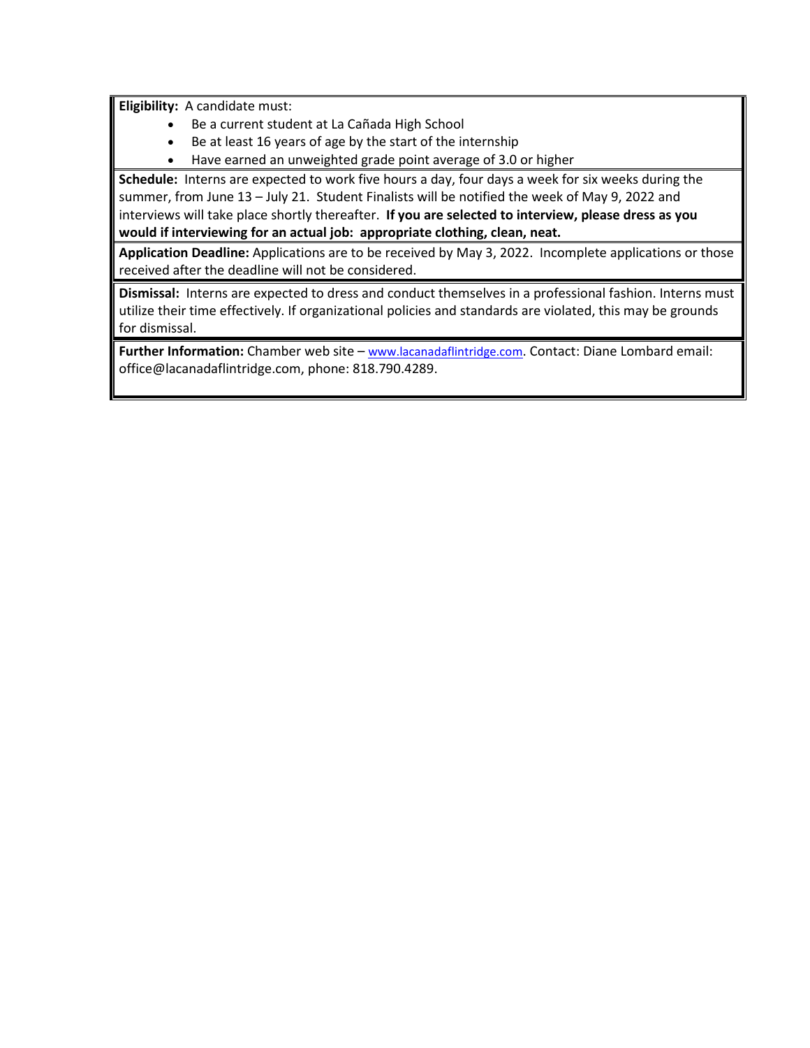**Eligibility:** A candidate must:

- Be a current student at La Cañada High School
- Be at least 16 years of age by the start of the internship
- Have earned an unweighted grade point average of 3.0 or higher

**Schedule:** Interns are expected to work five hours a day, four days a week for six weeks during the summer, from June 13 – July 21. Student Finalists will be notified the week of May 9, 2022 and interviews will take place shortly thereafter. **If you are selected to interview, please dress as you would if interviewing for an actual job: appropriate clothing, clean, neat.**

**Application Deadline:** Applications are to be received by May 3, 2022. Incomplete applications or those received after the deadline will not be considered.

**Dismissal:** Interns are expected to dress and conduct themselves in a professional fashion. Interns must utilize their time effectively. If organizational policies and standards are violated, this may be grounds for dismissal.

**Further Information:** Chamber web site – www.lacanadaflintridge.com. Contact: Diane Lombard email: office@lacanadaflintridge.com, phone: 818.790.4289.